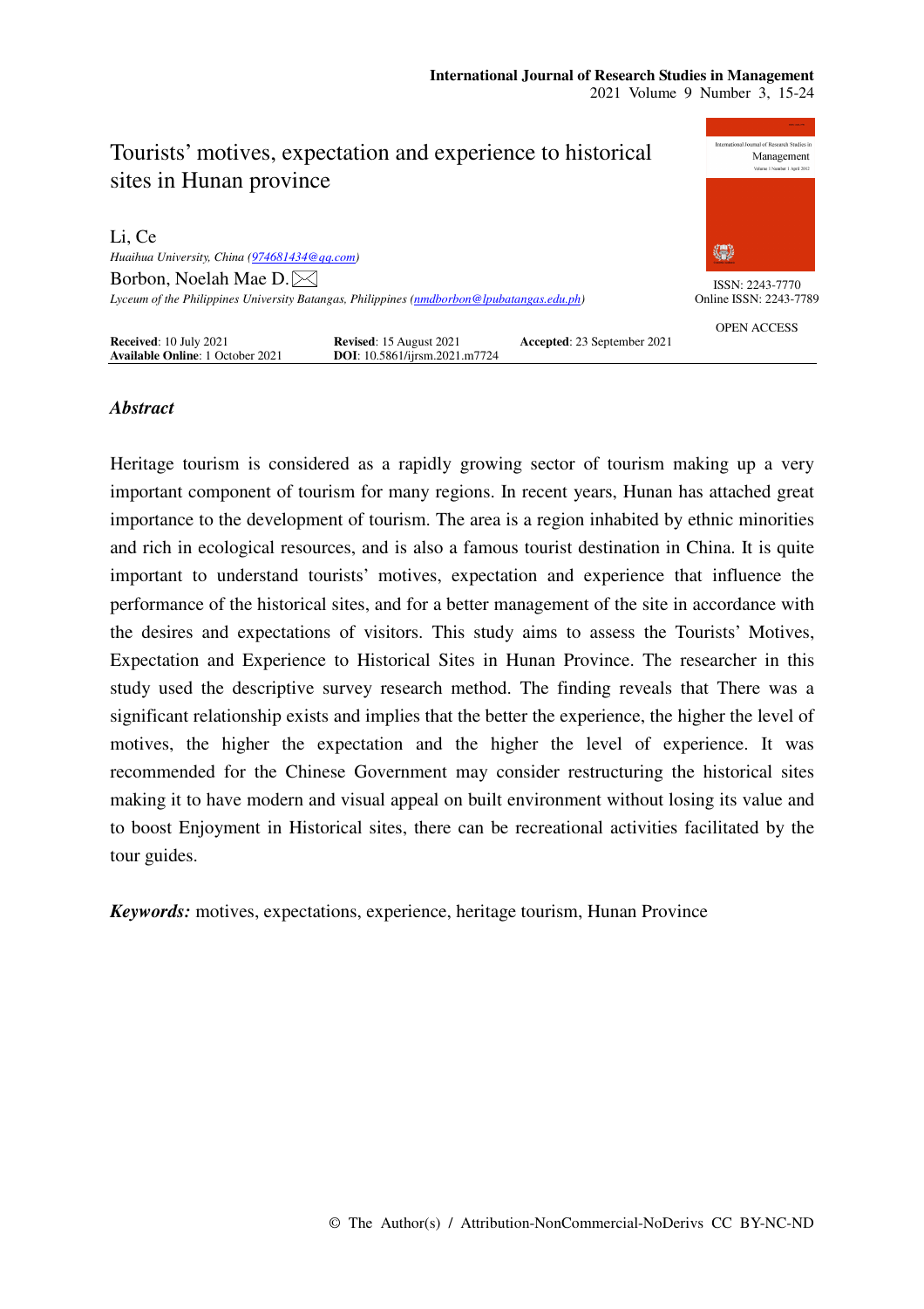# Tourists' motives, expectation and experience to historical sites in Hunan province

Li, Ce
*Huaihua University, China (974681434@qq.com)*

Borbon, Noelah Mae D.
*Lyceum of the Philippines University Batangas, Philippines (nmdborbon@lpubatangas.edu.ph)*

ISSN: 2243-7770
Online ISSN: 2243-7789

OPEN ACCESS

**Received**: 10 July 2021 **Revised**: 15 August 2021 **Accepted**: 23 September 2021
**Available Online**: 1 October 2021 **DOI**: 10.5861/ijrsm.2021.m7724

## *Abstract*

Heritage tourism is considered as a rapidly growing sector of tourism making up a very important component of tourism for many regions. In recent years, Hunan has attached great importance to the development of tourism. The area is a region inhabited by ethnic minorities and rich in ecological resources, and is also a famous tourist destination in China. It is quite important to understand tourists' motives, expectation and experience that influence the performance of the historical sites, and for a better management of the site in accordance with the desires and expectations of visitors. This study aims to assess the Tourists' Motives, Expectation and Experience to Historical Sites in Hunan Province. The researcher in this study used the descriptive survey research method. The finding reveals that There was a significant relationship exists and implies that the better the experience, the higher the level of motives, the higher the expectation and the higher the level of experience. It was recommended for the Chinese Government may consider restructuring the historical sites making it to have modern and visual appeal on built environment without losing its value and to boost Enjoyment in Historical sites, there can be recreational activities facilitated by the tour guides.

***Keywords:*** motives, expectations, experience, heritage tourism, Hunan Province

© The Author(s) / Attribution-NonCommercial-NoDerivs CC BY-NC-ND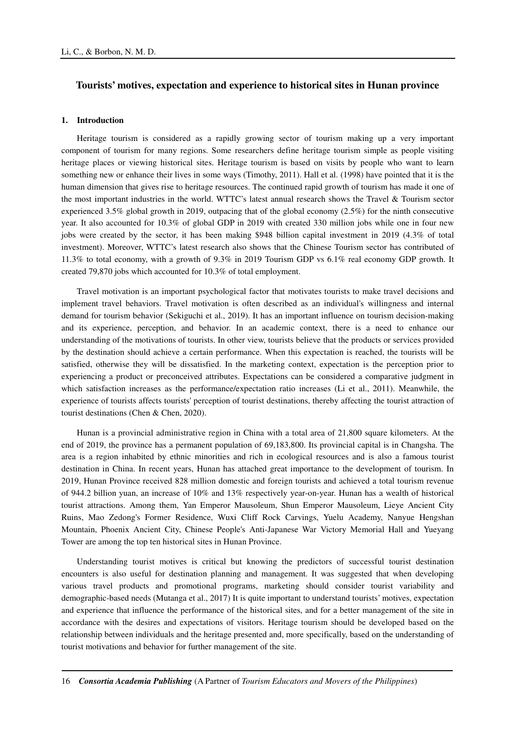## Tourists' motives, expectation and experience to historical sites in Hunan province

### 1. Introduction

Heritage tourism is considered as a rapidly growing sector of tourism making up a very important component of tourism for many regions. Some researchers define heritage tourism simple as people visiting heritage places or viewing historical sites. Heritage tourism is based on visits by people who want to learn something new or enhance their lives in some ways (Timothy, 2011). Hall et al. (1998) have pointed that it is the human dimension that gives rise to heritage resources. The continued rapid growth of tourism has made it one of the most important industries in the world. WTTC's latest annual research shows the Travel & Tourism sector experienced 3.5% global growth in 2019, outpacing that of the global economy (2.5%) for the ninth consecutive year. It also accounted for 10.3% of global GDP in 2019 with created 330 million jobs while one in four new jobs were created by the sector, it has been making $948 billion capital investment in 2019 (4.3% of total investment). Moreover, WTTC's latest research also shows that the Chinese Tourism sector has contributed of 11.3% to total economy, with a growth of 9.3% in 2019 Tourism GDP vs 6.1% real economy GDP growth. It created 79,870 jobs which accounted for 10.3% of total employment.

Travel motivation is an important psychological factor that motivates tourists to make travel decisions and implement travel behaviors. Travel motivation is often described as an individual's willingness and internal demand for tourism behavior (Sekiguchi et al., 2019). It has an important influence on tourism decision-making and its experience, perception, and behavior. In an academic context, there is a need to enhance our understanding of the motivations of tourists. In other view, tourists believe that the products or services provided by the destination should achieve a certain performance. When this expectation is reached, the tourists will be satisfied, otherwise they will be dissatisfied. In the marketing context, expectation is the perception prior to experiencing a product or preconceived attributes. Expectations can be considered a comparative judgment in which satisfaction increases as the performance/expectation ratio increases (Li et al., 2011). Meanwhile, the experience of tourists affects tourists' perception of tourist destinations, thereby affecting the tourist attraction of tourist destinations (Chen & Chen, 2020).

Hunan is a provincial administrative region in China with a total area of 21,800 square kilometers. At the end of 2019, the province has a permanent population of 69,183,800. Its provincial capital is in Changsha. The area is a region inhabited by ethnic minorities and rich in ecological resources and is also a famous tourist destination in China. In recent years, Hunan has attached great importance to the development of tourism. In 2019, Hunan Province received 828 million domestic and foreign tourists and achieved a total tourism revenue of 944.2 billion yuan, an increase of 10% and 13% respectively year-on-year. Hunan has a wealth of historical tourist attractions. Among them, Yan Emperor Mausoleum, Shun Emperor Mausoleum, Lieye Ancient City Ruins, Mao Zedong's Former Residence, Wuxi Cliff Rock Carvings, Yuelu Academy, Nanyue Hengshan Mountain, Phoenix Ancient City, Chinese People's Anti-Japanese War Victory Memorial Hall and Yueyang Tower are among the top ten historical sites in Hunan Province.

Understanding tourist motives is critical but knowing the predictors of successful tourist destination encounters is also useful for destination planning and management. It was suggested that when developing various travel products and promotional programs, marketing should consider tourist variability and demographic-based needs (Mutanga et al., 2017) It is quite important to understand tourists' motives, expectation and experience that influence the performance of the historical sites, and for a better management of the site in accordance with the desires and expectations of visitors. Heritage tourism should be developed based on the relationship between individuals and the heritage presented and, more specifically, based on the understanding of tourist motivations and behavior for further management of the site.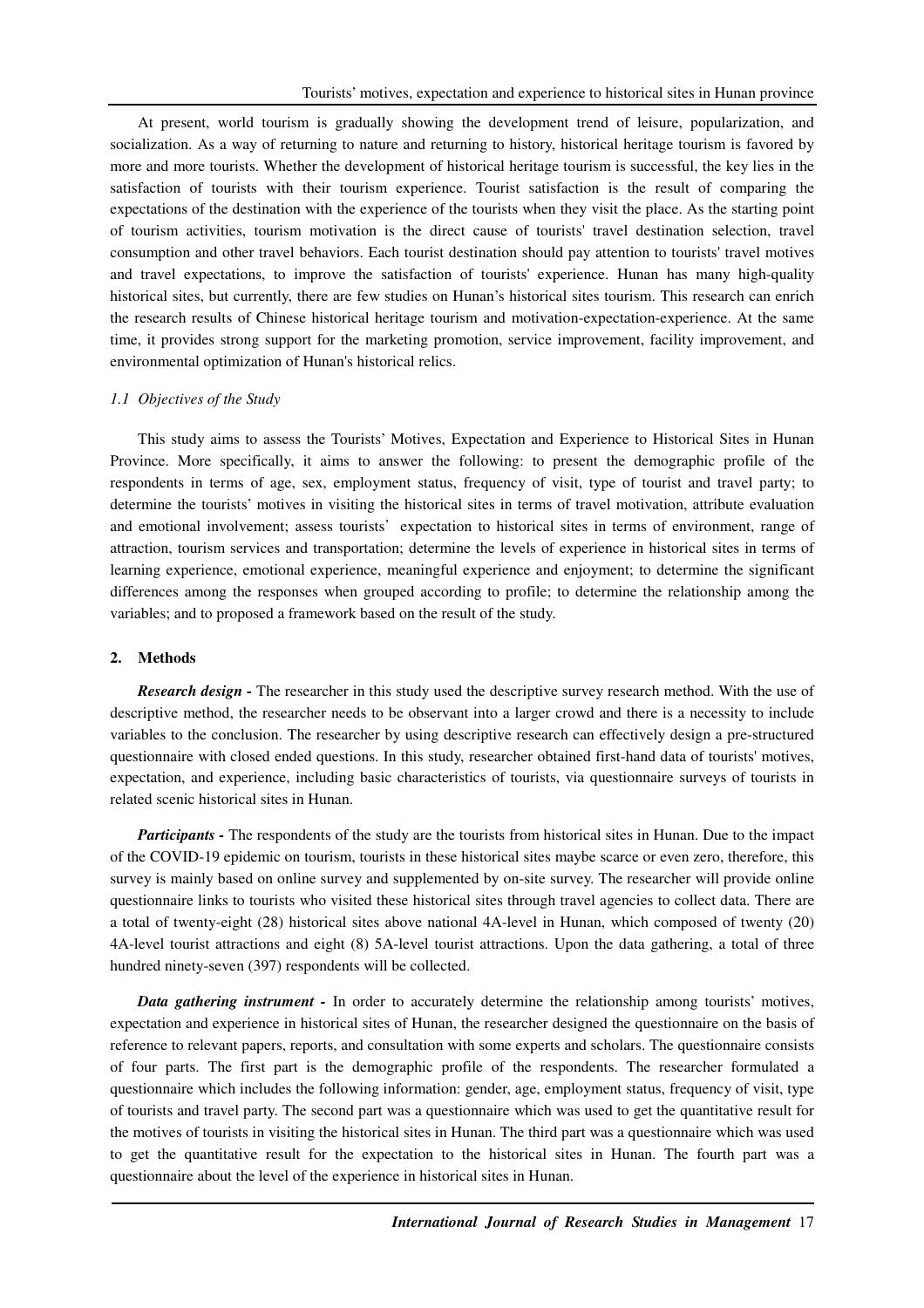At present, world tourism is gradually showing the development trend of leisure, popularization, and socialization. As a way of returning to nature and returning to history, historical heritage tourism is favored by more and more tourists. Whether the development of historical heritage tourism is successful, the key lies in the satisfaction of tourists with their tourism experience. Tourist satisfaction is the result of comparing the expectations of the destination with the experience of the tourists when they visit the place. As the starting point of tourism activities, tourism motivation is the direct cause of tourists' travel destination selection, travel consumption and other travel behaviors. Each tourist destination should pay attention to tourists' travel motives and travel expectations, to improve the satisfaction of tourists' experience. Hunan has many high-quality historical sites, but currently, there are few studies on Hunan's historical sites tourism. This research can enrich the research results of Chinese historical heritage tourism and motivation-expectation-experience. At the same time, it provides strong support for the marketing promotion, service improvement, facility improvement, and environmental optimization of Hunan's historical relics.

### *1.1 Objectives of the Study*

This study aims to assess the Tourists' Motives, Expectation and Experience to Historical Sites in Hunan Province. More specifically, it aims to answer the following: to present the demographic profile of the respondents in terms of age, sex, employment status, frequency of visit, type of tourist and travel party; to determine the tourists' motives in visiting the historical sites in terms of travel motivation, attribute evaluation and emotional involvement; assess tourists' expectation to historical sites in terms of environment, range of attraction, tourism services and transportation; determine the levels of experience in historical sites in terms of learning experience, emotional experience, meaningful experience and enjoyment; to determine the significant differences among the responses when grouped according to profile; to determine the relationship among the variables; and to proposed a framework based on the result of the study.

## 2. Methods

***Research design -*** The researcher in this study used the descriptive survey research method. With the use of descriptive method, the researcher needs to be observant into a larger crowd and there is a necessity to include variables to the conclusion. The researcher by using descriptive research can effectively design a pre-structured questionnaire with closed ended questions. In this study, researcher obtained first-hand data of tourists' motives, expectation, and experience, including basic characteristics of tourists, via questionnaire surveys of tourists in related scenic historical sites in Hunan.

***Participants -*** The respondents of the study are the tourists from historical sites in Hunan. Due to the impact of the COVID-19 epidemic on tourism, tourists in these historical sites maybe scarce or even zero, therefore, this survey is mainly based on online survey and supplemented by on-site survey. The researcher will provide online questionnaire links to tourists who visited these historical sites through travel agencies to collect data. There are a total of twenty-eight (28) historical sites above national 4A-level in Hunan, which composed of twenty (20) 4A-level tourist attractions and eight (8) 5A-level tourist attractions. Upon the data gathering, a total of three hundred ninety-seven (397) respondents will be collected.

***Data gathering instrument -*** In order to accurately determine the relationship among tourists' motives, expectation and experience in historical sites of Hunan, the researcher designed the questionnaire on the basis of reference to relevant papers, reports, and consultation with some experts and scholars. The questionnaire consists of four parts. The first part is the demographic profile of the respondents. The researcher formulated a questionnaire which includes the following information: gender, age, employment status, frequency of visit, type of tourists and travel party. The second part was a questionnaire which was used to get the quantitative result for the motives of tourists in visiting the historical sites in Hunan. The third part was a questionnaire which was used to get the quantitative result for the expectation to the historical sites in Hunan. The fourth part was a questionnaire about the level of the experience in historical sites in Hunan.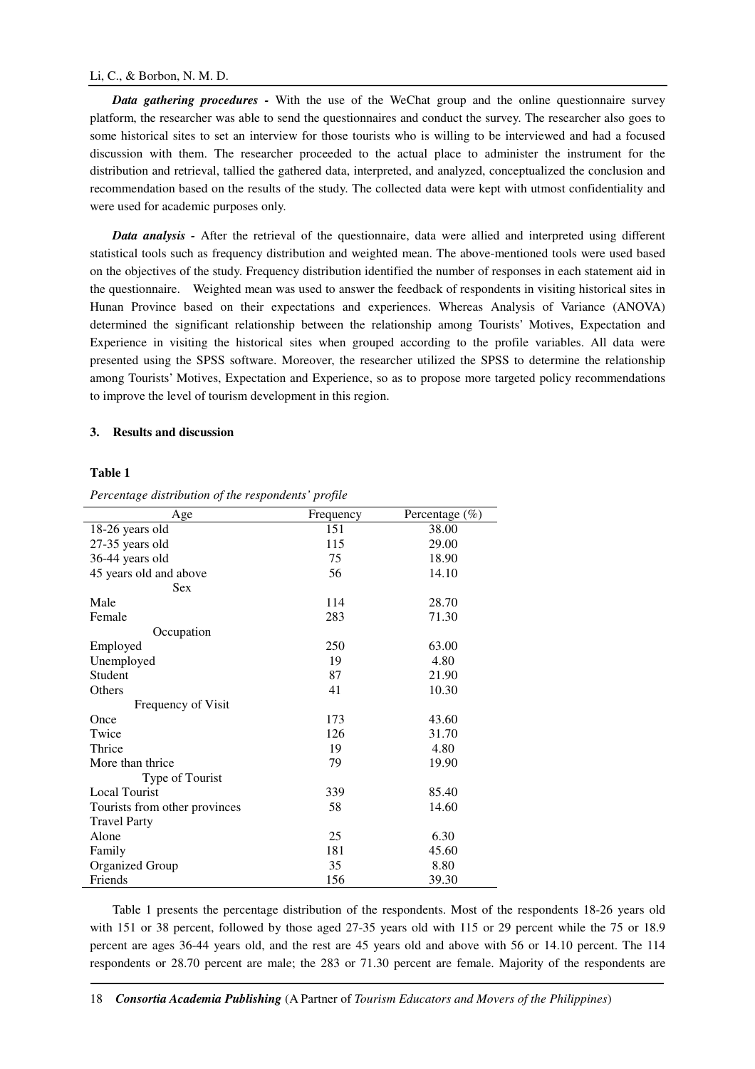***Data gathering procedures -*** With the use of the WeChat group and the online questionnaire survey platform, the researcher was able to send the questionnaires and conduct the survey. The researcher also goes to some historical sites to set an interview for those tourists who is willing to be interviewed and had a focused discussion with them. The researcher proceeded to the actual place to administer the instrument for the distribution and retrieval, tallied the gathered data, interpreted, and analyzed, conceptualized the conclusion and recommendation based on the results of the study. The collected data were kept with utmost confidentiality and were used for academic purposes only.

***Data analysis -*** After the retrieval of the questionnaire, data were allied and interpreted using different statistical tools such as frequency distribution and weighted mean. The above-mentioned tools were used based on the objectives of the study. Frequency distribution identified the number of responses in each statement aid in the questionnaire. Weighted mean was used to answer the feedback of respondents in visiting historical sites in Hunan Province based on their expectations and experiences. Whereas Analysis of Variance (ANOVA) determined the significant relationship between the relationship among Tourists' Motives, Expectation and Experience in visiting the historical sites when grouped according to the profile variables. All data were presented using the SPSS software. Moreover, the researcher utilized the SPSS to determine the relationship among Tourists' Motives, Expectation and Experience, so as to propose more targeted policy recommendations to improve the level of tourism development in this region.

## 3. Results and discussion

**Table 1**

*Percentage distribution of the respondents' profile*

| Age | Frequency | Percentage (%) |
|---|---|---|
| 18-26 years old | 151 | 38.00 |
| 27-35 years old | 115 | 29.00 |
| 36-44 years old | 75 | 18.90 |
| 45 years old and above | 56 | 14.10 |
| Sex | | |
| Male | 114 | 28.70 |
| Female | 283 | 71.30 |
| Occupation | | |
| Employed | 250 | 63.00 |
| Unemployed | 19 | 4.80 |
| Student | 87 | 21.90 |
| Others | 41 | 10.30 |
| Frequency of Visit | | |
| Once | 173 | 43.60 |
| Twice | 126 | 31.70 |
| Thrice | 19 | 4.80 |
| More than thrice | 79 | 19.90 |
| Type of Tourist | | |
| Local Tourist | 339 | 85.40 |
| Tourists from other provinces | 58 | 14.60 |
| Travel Party | | |
| Alone | 25 | 6.30 |
| Family | 181 | 45.60 |
| Organized Group | 35 | 8.80 |
| Friends | 156 | 39.30 |

Table 1 presents the percentage distribution of the respondents. Most of the respondents 18-26 years old with 151 or 38 percent, followed by those aged 27-35 years old with 115 or 29 percent while the 75 or 18.9 percent are ages 36-44 years old, and the rest are 45 years old and above with 56 or 14.10 percent. The 114 respondents or 28.70 percent are male; the 283 or 71.30 percent are female. Majority of the respondents are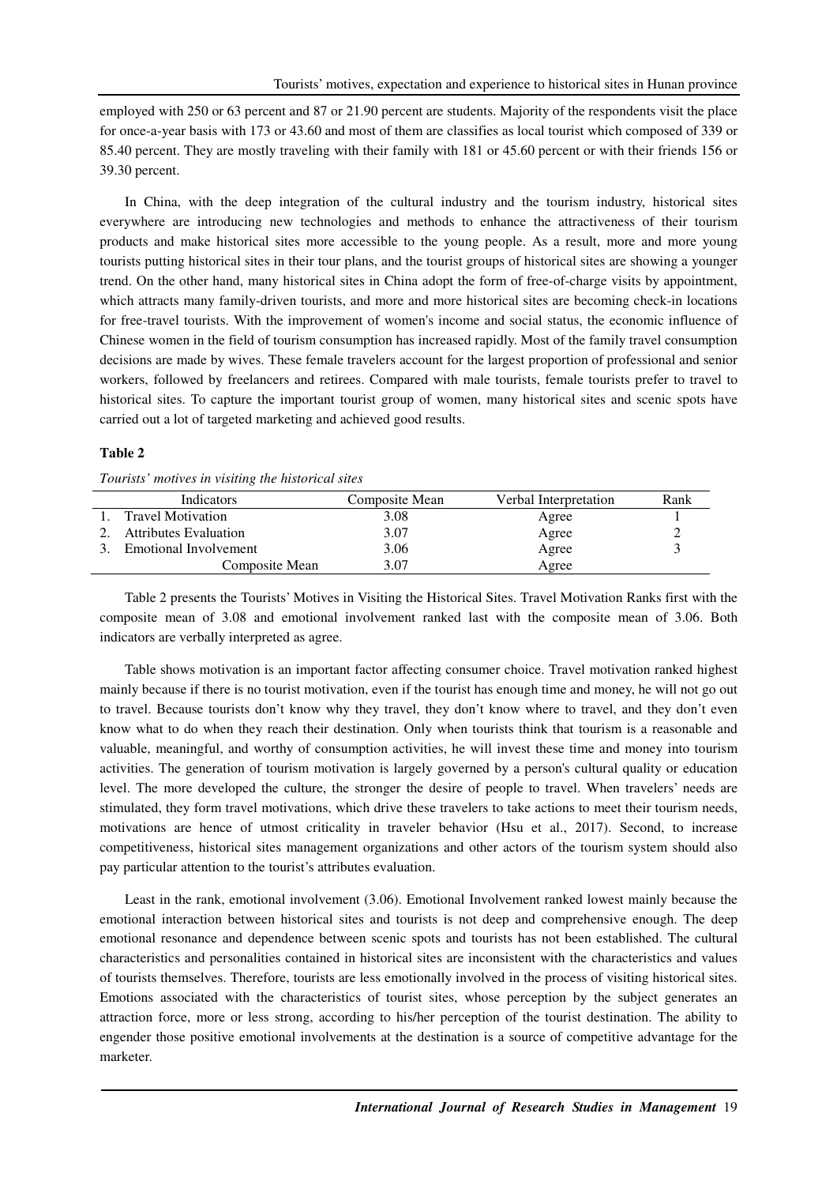employed with 250 or 63 percent and 87 or 21.90 percent are students. Majority of the respondents visit the place for once-a-year basis with 173 or 43.60 and most of them are classifies as local tourist which composed of 339 or 85.40 percent. They are mostly traveling with their family with 181 or 45.60 percent or with their friends 156 or 39.30 percent.

In China, with the deep integration of the cultural industry and the tourism industry, historical sites everywhere are introducing new technologies and methods to enhance the attractiveness of their tourism products and make historical sites more accessible to the young people. As a result, more and more young tourists putting historical sites in their tour plans, and the tourist groups of historical sites are showing a younger trend. On the other hand, many historical sites in China adopt the form of free-of-charge visits by appointment, which attracts many family-driven tourists, and more and more historical sites are becoming check-in locations for free-travel tourists. With the improvement of women's income and social status, the economic influence of Chinese women in the field of tourism consumption has increased rapidly. Most of the family travel consumption decisions are made by wives. These female travelers account for the largest proportion of professional and senior workers, followed by freelancers and retirees. Compared with male tourists, female tourists prefer to travel to historical sites. To capture the important tourist group of women, many historical sites and scenic spots have carried out a lot of targeted marketing and achieved good results.

**Table 2**

*Tourists' motives in visiting the historical sites*

| Indicators | Composite Mean | Verbal Interpretation | Rank |
|---|---|---|---|
| 1. Travel Motivation | 3.08 | Agree | 1 |
| 2. Attributes Evaluation | 3.07 | Agree | 2 |
| 3. Emotional Involvement | 3.06 | Agree | 3 |
| Composite Mean | 3.07 | Agree | |

Table 2 presents the Tourists' Motives in Visiting the Historical Sites. Travel Motivation Ranks first with the composite mean of 3.08 and emotional involvement ranked last with the composite mean of 3.06. Both indicators are verbally interpreted as agree.

Table shows motivation is an important factor affecting consumer choice. Travel motivation ranked highest mainly because if there is no tourist motivation, even if the tourist has enough time and money, he will not go out to travel. Because tourists don't know why they travel, they don't know where to travel, and they don't even know what to do when they reach their destination. Only when tourists think that tourism is a reasonable and valuable, meaningful, and worthy of consumption activities, he will invest these time and money into tourism activities. The generation of tourism motivation is largely governed by a person's cultural quality or education level. The more developed the culture, the stronger the desire of people to travel. When travelers' needs are stimulated, they form travel motivations, which drive these travelers to take actions to meet their tourism needs, motivations are hence of utmost criticality in traveler behavior (Hsu et al., 2017). Second, to increase competitiveness, historical sites management organizations and other actors of the tourism system should also pay particular attention to the tourist's attributes evaluation.

Least in the rank, emotional involvement (3.06). Emotional Involvement ranked lowest mainly because the emotional interaction between historical sites and tourists is not deep and comprehensive enough. The deep emotional resonance and dependence between scenic spots and tourists has not been established. The cultural characteristics and personalities contained in historical sites are inconsistent with the characteristics and values of tourists themselves. Therefore, tourists are less emotionally involved in the process of visiting historical sites. Emotions associated with the characteristics of tourist sites, whose perception by the subject generates an attraction force, more or less strong, according to his/her perception of the tourist destination. The ability to engender those positive emotional involvements at the destination is a source of competitive advantage for the marketer.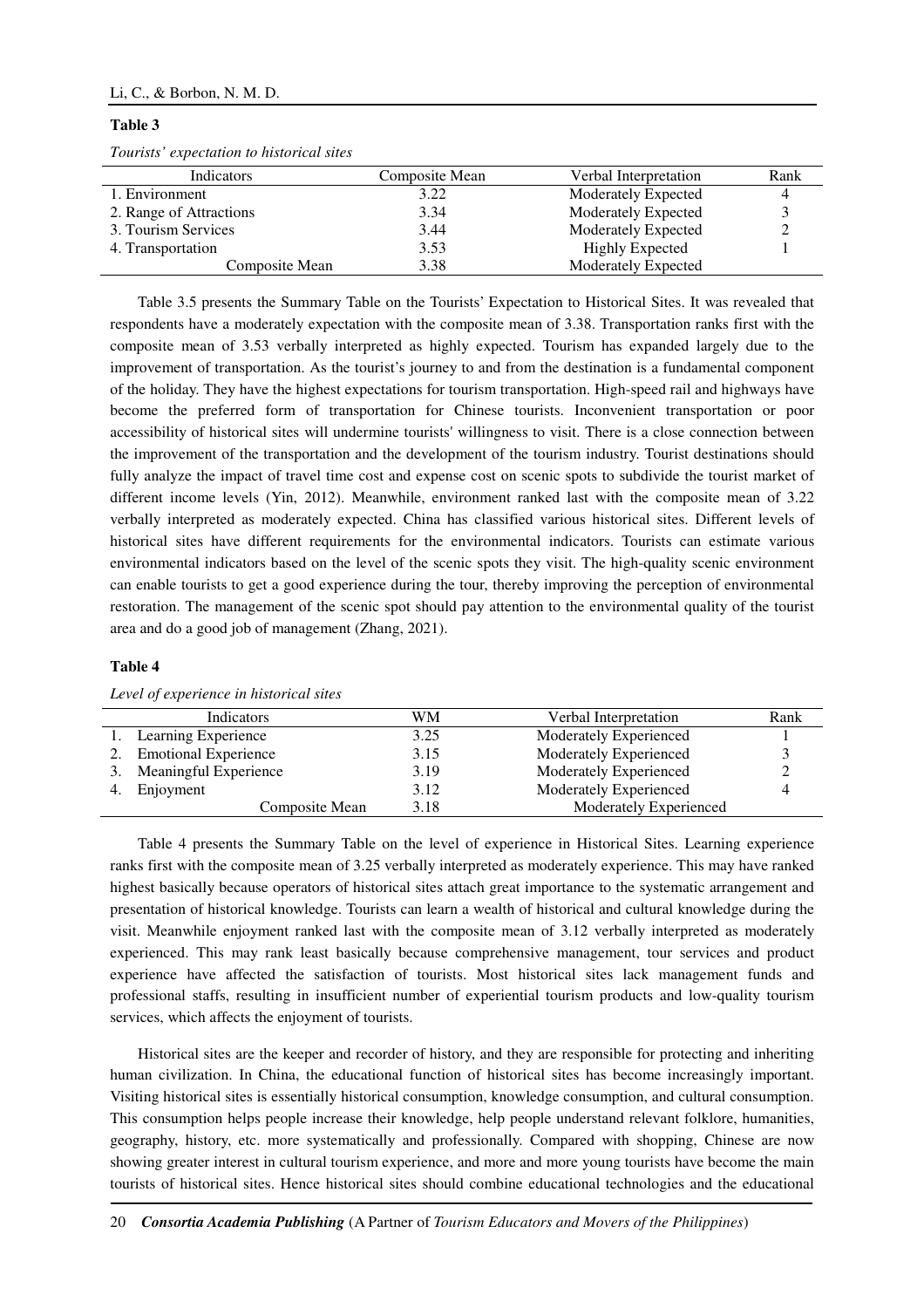**Table 3**

*Tourists' expectation to historical sites*

| Indicators | Composite Mean | Verbal Interpretation | Rank |
|---|---|---|---|
| 1. Environment | 3.22 | Moderately Expected | 4 |
| 2. Range of Attractions | 3.34 | Moderately Expected | 3 |
| 3. Tourism Services | 3.44 | Moderately Expected | 2 |
| 4. Transportation | 3.53 | Highly Expected | 1 |
| Composite Mean | 3.38 | Moderately Expected | |

Table 3.5 presents the Summary Table on the Tourists' Expectation to Historical Sites. It was revealed that respondents have a moderately expectation with the composite mean of 3.38. Transportation ranks first with the composite mean of 3.53 verbally interpreted as highly expected. Tourism has expanded largely due to the improvement of transportation. As the tourist's journey to and from the destination is a fundamental component of the holiday. They have the highest expectations for tourism transportation. High-speed rail and highways have become the preferred form of transportation for Chinese tourists. Inconvenient transportation or poor accessibility of historical sites will undermine tourists' willingness to visit. There is a close connection between the improvement of the transportation and the development of the tourism industry. Tourist destinations should fully analyze the impact of travel time cost and expense cost on scenic spots to subdivide the tourist market of different income levels (Yin, 2012). Meanwhile, environment ranked last with the composite mean of 3.22 verbally interpreted as moderately expected. China has classified various historical sites. Different levels of historical sites have different requirements for the environmental indicators. Tourists can estimate various environmental indicators based on the level of the scenic spots they visit. The high-quality scenic environment can enable tourists to get a good experience during the tour, thereby improving the perception of environmental restoration. The management of the scenic spot should pay attention to the environmental quality of the tourist area and do a good job of management (Zhang, 2021).

**Table 4**

*Level of experience in historical sites*

| Indicators | WM | Verbal Interpretation | Rank |
|---|---|---|---|
| 1. Learning Experience | 3.25 | Moderately Experienced | 1 |
| 2. Emotional Experience | 3.15 | Moderately Experienced | 3 |
| 3. Meaningful Experience | 3.19 | Moderately Experienced | 2 |
| 4. Enjoyment | 3.12 | Moderately Experienced | 4 |
| Composite Mean | 3.18 | Moderately Experienced | |

Table 4 presents the Summary Table on the level of experience in Historical Sites. Learning experience ranks first with the composite mean of 3.25 verbally interpreted as moderately experience. This may have ranked highest basically because operators of historical sites attach great importance to the systematic arrangement and presentation of historical knowledge. Tourists can learn a wealth of historical and cultural knowledge during the visit. Meanwhile enjoyment ranked last with the composite mean of 3.12 verbally interpreted as moderately experienced. This may rank least basically because comprehensive management, tour services and product experience have affected the satisfaction of tourists. Most historical sites lack management funds and professional staffs, resulting in insufficient number of experiential tourism products and low-quality tourism services, which affects the enjoyment of tourists.

Historical sites are the keeper and recorder of history, and they are responsible for protecting and inheriting human civilization. In China, the educational function of historical sites has become increasingly important. Visiting historical sites is essentially historical consumption, knowledge consumption, and cultural consumption. This consumption helps people increase their knowledge, help people understand relevant folklore, humanities, geography, history, etc. more systematically and professionally. Compared with shopping, Chinese are now showing greater interest in cultural tourism experience, and more and more young tourists have become the main tourists of historical sites. Hence historical sites should combine educational technologies and the educational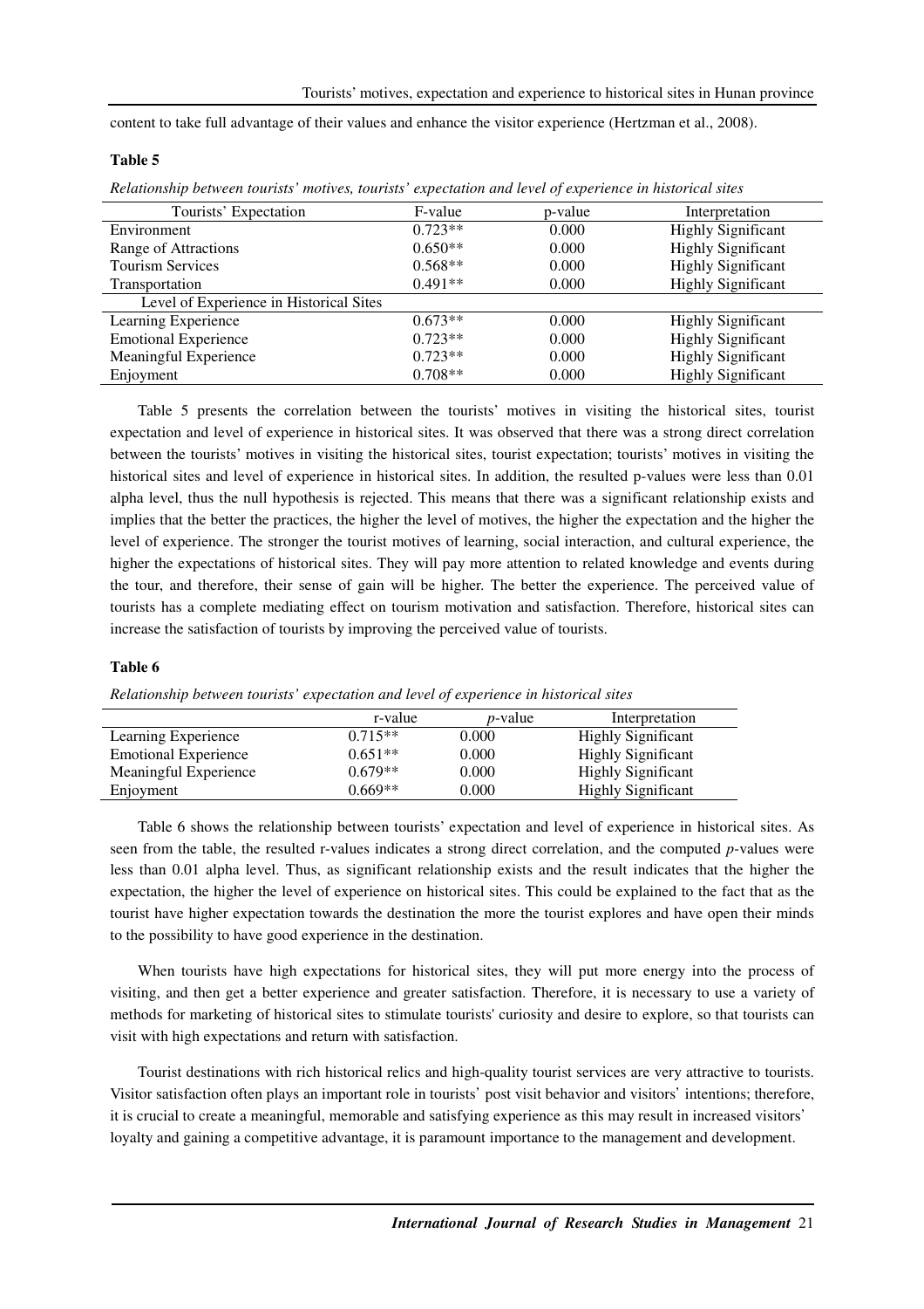content to take full advantage of their values and enhance the visitor experience (Hertzman et al., 2008).

**Table 5**

*Relationship between tourists' motives, tourists' expectation and level of experience in historical sites*

| Tourists' Expectation | F-value | p-value | Interpretation |
|---|---|---|---|
| Environment | 0.723** | 0.000 | Highly Significant |
| Range of Attractions | 0.650** | 0.000 | Highly Significant |
| Tourism Services | 0.568** | 0.000 | Highly Significant |
| Transportation | 0.491** | 0.000 | Highly Significant |
| Level of Experience in Historical Sites | | | |
| Learning Experience | 0.673** | 0.000 | Highly Significant |
| Emotional Experience | 0.723** | 0.000 | Highly Significant |
| Meaningful Experience | 0.723** | 0.000 | Highly Significant |
| Enjoyment | 0.708** | 0.000 | Highly Significant |

Table 5 presents the correlation between the tourists' motives in visiting the historical sites, tourist expectation and level of experience in historical sites. It was observed that there was a strong direct correlation between the tourists' motives in visiting the historical sites, tourist expectation; tourists' motives in visiting the historical sites and level of experience in historical sites. In addition, the resulted p-values were less than 0.01 alpha level, thus the null hypothesis is rejected. This means that there was a significant relationship exists and implies that the better the practices, the higher the level of motives, the higher the expectation and the higher the level of experience. The stronger the tourist motives of learning, social interaction, and cultural experience, the higher the expectations of historical sites. They will pay more attention to related knowledge and events during the tour, and therefore, their sense of gain will be higher. The better the experience. The perceived value of tourists has a complete mediating effect on tourism motivation and satisfaction. Therefore, historical sites can increase the satisfaction of tourists by improving the perceived value of tourists.

**Table 6**

*Relationship between tourists' expectation and level of experience in historical sites*

| | r-value | *p*-value | Interpretation |
|---|---|---|---|
| Learning Experience | 0.715** | 0.000 | Highly Significant |
| Emotional Experience | 0.651** | 0.000 | Highly Significant |
| Meaningful Experience | 0.679** | 0.000 | Highly Significant |
| Enjoyment | 0.669** | 0.000 | Highly Significant |

Table 6 shows the relationship between tourists' expectation and level of experience in historical sites. As seen from the table, the resulted r-values indicates a strong direct correlation, and the computed *p*-values were less than 0.01 alpha level. Thus, as significant relationship exists and the result indicates that the higher the expectation, the higher the level of experience on historical sites. This could be explained to the fact that as the tourist have higher expectation towards the destination the more the tourist explores and have open their minds to the possibility to have good experience in the destination.

When tourists have high expectations for historical sites, they will put more energy into the process of visiting, and then get a better experience and greater satisfaction. Therefore, it is necessary to use a variety of methods for marketing of historical sites to stimulate tourists' curiosity and desire to explore, so that tourists can visit with high expectations and return with satisfaction.

Tourist destinations with rich historical relics and high-quality tourist services are very attractive to tourists. Visitor satisfaction often plays an important role in tourists' post visit behavior and visitors' intentions; therefore, it is crucial to create a meaningful, memorable and satisfying experience as this may result in increased visitors' loyalty and gaining a competitive advantage, it is paramount importance to the management and development.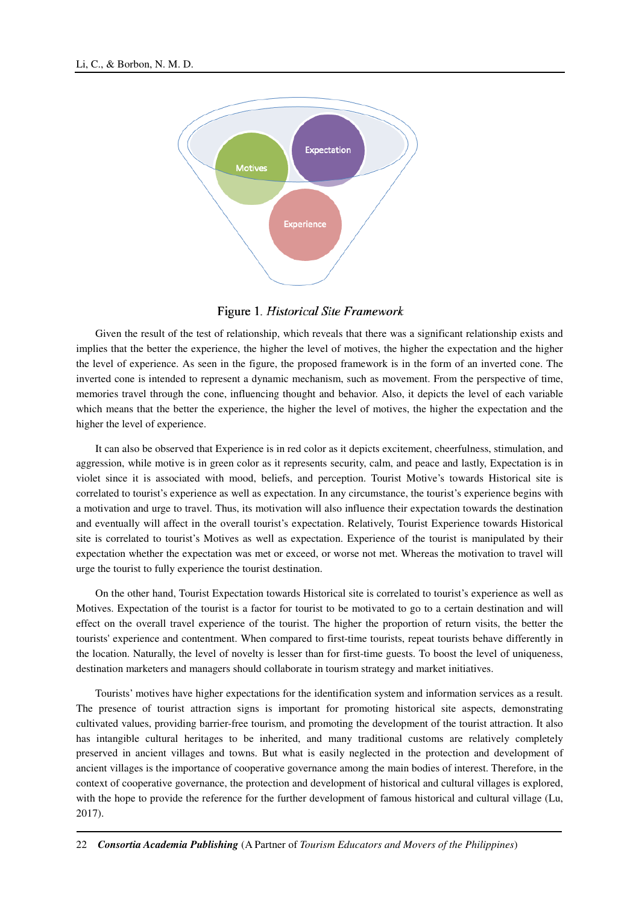Figure 1. *Historical Site Framework*

Given the result of the test of relationship, which reveals that there was a significant relationship exists and implies that the better the experience, the higher the level of motives, the higher the expectation and the higher the level of experience. As seen in the figure, the proposed framework is in the form of an inverted cone. The inverted cone is intended to represent a dynamic mechanism, such as movement. From the perspective of time, memories travel through the cone, influencing thought and behavior. Also, it depicts the level of each variable which means that the better the experience, the higher the level of motives, the higher the expectation and the higher the level of experience.

It can also be observed that Experience is in red color as it depicts excitement, cheerfulness, stimulation, and aggression, while motive is in green color as it represents security, calm, and peace and lastly, Expectation is in violet since it is associated with mood, beliefs, and perception. Tourist Motive's towards Historical site is correlated to tourist's experience as well as expectation. In any circumstance, the tourist's experience begins with a motivation and urge to travel. Thus, its motivation will also influence their expectation towards the destination and eventually will affect in the overall tourist's expectation. Relatively, Tourist Experience towards Historical site is correlated to tourist's Motives as well as expectation. Experience of the tourist is manipulated by their expectation whether the expectation was met or exceed, or worse not met. Whereas the motivation to travel will urge the tourist to fully experience the tourist destination.

On the other hand, Tourist Expectation towards Historical site is correlated to tourist's experience as well as Motives. Expectation of the tourist is a factor for tourist to be motivated to go to a certain destination and will effect on the overall travel experience of the tourist. The higher the proportion of return visits, the better the tourists' experience and contentment. When compared to first-time tourists, repeat tourists behave differently in the location. Naturally, the level of novelty is lesser than for first-time guests. To boost the level of uniqueness, destination marketers and managers should collaborate in tourism strategy and market initiatives.

Tourists' motives have higher expectations for the identification system and information services as a result. The presence of tourist attraction signs is important for promoting historical site aspects, demonstrating cultivated values, providing barrier-free tourism, and promoting the development of the tourist attraction. It also has intangible cultural heritages to be inherited, and many traditional customs are relatively completely preserved in ancient villages and towns. But what is easily neglected in the protection and development of ancient villages is the importance of cooperative governance among the main bodies of interest. Therefore, in the context of cooperative governance, the protection and development of historical and cultural villages is explored, with the hope to provide the reference for the further development of famous historical and cultural village (Lu, 2017).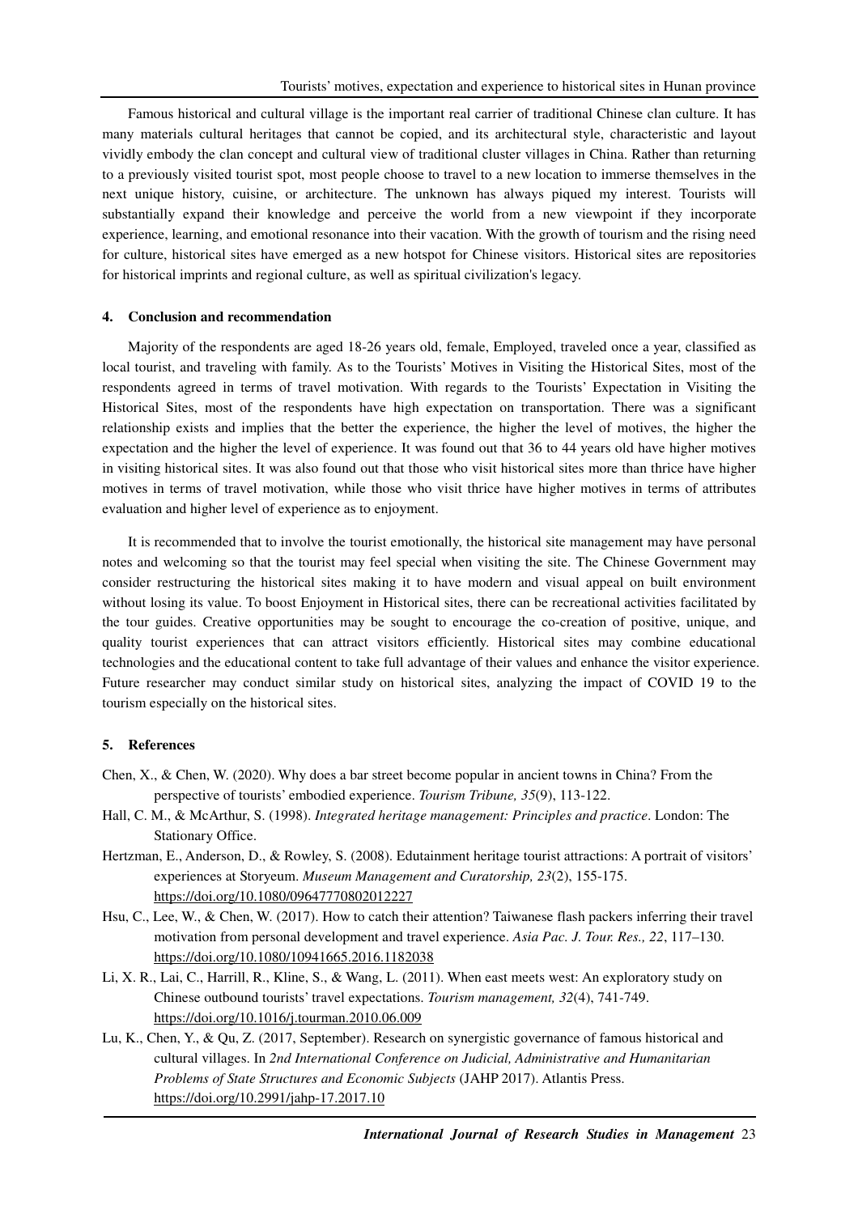Famous historical and cultural village is the important real carrier of traditional Chinese clan culture. It has many materials cultural heritages that cannot be copied, and its architectural style, characteristic and layout vividly embody the clan concept and cultural view of traditional cluster villages in China. Rather than returning to a previously visited tourist spot, most people choose to travel to a new location to immerse themselves in the next unique history, cuisine, or architecture. The unknown has always piqued my interest. Tourists will substantially expand their knowledge and perceive the world from a new viewpoint if they incorporate experience, learning, and emotional resonance into their vacation. With the growth of tourism and the rising need for culture, historical sites have emerged as a new hotspot for Chinese visitors. Historical sites are repositories for historical imprints and regional culture, as well as spiritual civilization's legacy.

## 4. Conclusion and recommendation

Majority of the respondents are aged 18-26 years old, female, Employed, traveled once a year, classified as local tourist, and traveling with family. As to the Tourists' Motives in Visiting the Historical Sites, most of the respondents agreed in terms of travel motivation. With regards to the Tourists' Expectation in Visiting the Historical Sites, most of the respondents have high expectation on transportation. There was a significant relationship exists and implies that the better the experience, the higher the level of motives, the higher the expectation and the higher the level of experience. It was found out that 36 to 44 years old have higher motives in visiting historical sites. It was also found out that those who visit historical sites more than thrice have higher motives in terms of travel motivation, while those who visit thrice have higher motives in terms of attributes evaluation and higher level of experience as to enjoyment.

It is recommended that to involve the tourist emotionally, the historical site management may have personal notes and welcoming so that the tourist may feel special when visiting the site. The Chinese Government may consider restructuring the historical sites making it to have modern and visual appeal on built environment without losing its value. To boost Enjoyment in Historical sites, there can be recreational activities facilitated by the tour guides. Creative opportunities may be sought to encourage the co-creation of positive, unique, and quality tourist experiences that can attract visitors efficiently. Historical sites may combine educational technologies and the educational content to take full advantage of their values and enhance the visitor experience. Future researcher may conduct similar study on historical sites, analyzing the impact of COVID 19 to the tourism especially on the historical sites.

## 5. References

Chen, X., & Chen, W. (2020). Why does a bar street become popular in ancient towns in China? From the perspective of tourists' embodied experience. *Tourism Tribune, 35*(9), 113-122.

Hall, C. M., & McArthur, S. (1998). *Integrated heritage management: Principles and practice*. London: The Stationary Office.

Hertzman, E., Anderson, D., & Rowley, S. (2008). Edutainment heritage tourist attractions: A portrait of visitors' experiences at Storyeum. *Museum Management and Curatorship, 23*(2), 155-175. https://doi.org/10.1080/09647770802012227

Hsu, C., Lee, W., & Chen, W. (2017). How to catch their attention? Taiwanese flash packers inferring their travel motivation from personal development and travel experience. *Asia Pac. J. Tour. Res., 22*, 117–130. https://doi.org/10.1080/10941665.2016.1182038

Li, X. R., Lai, C., Harrill, R., Kline, S., & Wang, L. (2011). When east meets west: An exploratory study on Chinese outbound tourists' travel expectations. *Tourism management, 32*(4), 741-749. https://doi.org/10.1016/j.tourman.2010.06.009

Lu, K., Chen, Y., & Qu, Z. (2017, September). Research on synergistic governance of famous historical and cultural villages. In *2nd International Conference on Judicial, Administrative and Humanitarian Problems of State Structures and Economic Subjects* (JAHP 2017). Atlantis Press. https://doi.org/10.2991/jahp-17.2017.10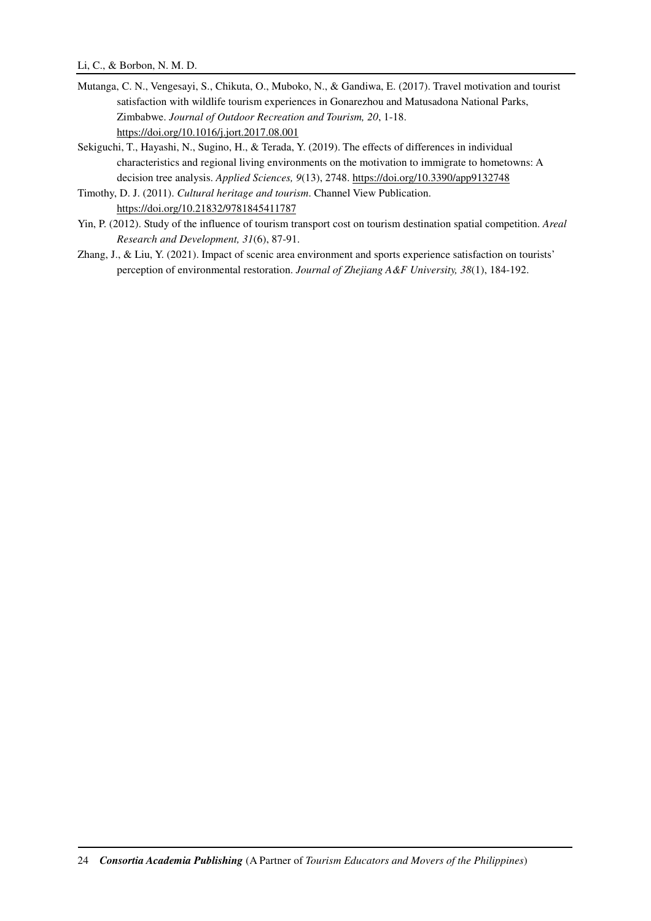Mutanga, C. N., Vengesayi, S., Chikuta, O., Muboko, N., & Gandiwa, E. (2017). Travel motivation and tourist satisfaction with wildlife tourism experiences in Gonarezhou and Matusadona National Parks, Zimbabwe. *Journal of Outdoor Recreation and Tourism, 20*, 1-18. https://doi.org/10.1016/j.jort.2017.08.001

Sekiguchi, T., Hayashi, N., Sugino, H., & Terada, Y. (2019). The effects of differences in individual characteristics and regional living environments on the motivation to immigrate to hometowns: A decision tree analysis. *Applied Sciences, 9*(13), 2748. https://doi.org/10.3390/app9132748

Timothy, D. J. (2011). *Cultural heritage and tourism*. Channel View Publication. https://doi.org/10.21832/9781845411787

Yin, P. (2012). Study of the influence of tourism transport cost on tourism destination spatial competition. *Areal Research and Development, 31*(6), 87-91.

Zhang, J., & Liu, Y. (2021). Impact of scenic area environment and sports experience satisfaction on tourists' perception of environmental restoration. *Journal of Zhejiang A&F University, 38*(1), 184-192.